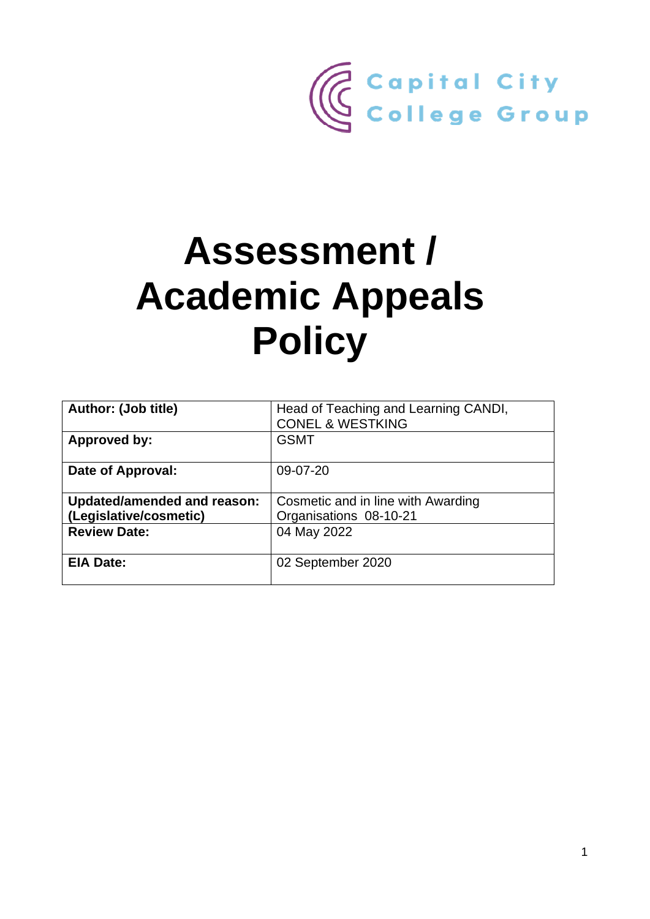Capital City College Group

# Assessment / Academic Appeals Policy

| Author: (Job title) | Head of Teaching and Learning CANDI, CONEL & WESTKING |
|---|---|
| **Approved by:** | GSMT |
| **Date of Approval:** | 09-07-20 |
| **Updated/amended and reason: (Legislative/cosmetic)** | Cosmetic and in line with Awarding Organisations 08-10-21 |
| **Review Date:** | 04 May 2022 |
| **EIA Date:** | 02 September 2020 |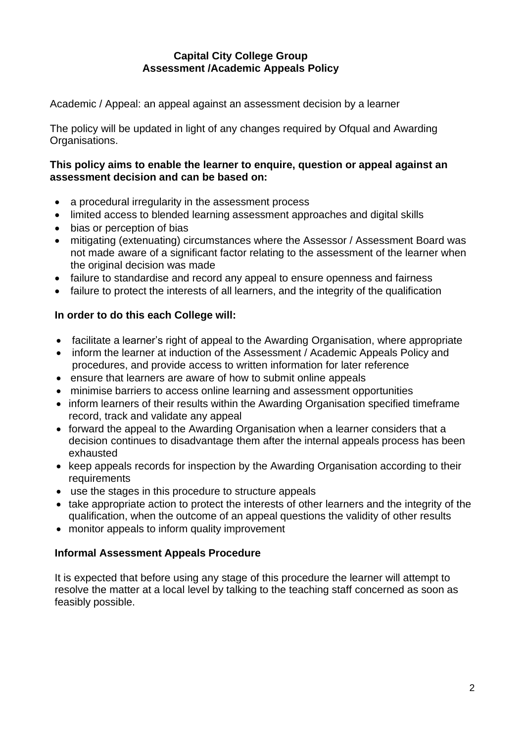**Capital City College Group**
**Assessment /Academic Appeals Policy**

Academic / Appeal: an appeal against an assessment decision by a learner

The policy will be updated in light of any changes required by Ofqual and Awarding Organisations.

**This policy aims to enable the learner to enquire, question or appeal against an assessment decision and can be based on:**

- a procedural irregularity in the assessment process
- limited access to blended learning assessment approaches and digital skills
- bias or perception of bias
- mitigating (extenuating) circumstances where the Assessor / Assessment Board was not made aware of a significant factor relating to the assessment of the learner when the original decision was made
- failure to standardise and record any appeal to ensure openness and fairness
- failure to protect the interests of all learners, and the integrity of the qualification

**In order to do this each College will:**

- facilitate a learner's right of appeal to the Awarding Organisation, where appropriate
- inform the learner at induction of the Assessment / Academic Appeals Policy and procedures, and provide access to written information for later reference
- ensure that learners are aware of how to submit online appeals
- minimise barriers to access online learning and assessment opportunities
- inform learners of their results within the Awarding Organisation specified timeframe record, track and validate any appeal
- forward the appeal to the Awarding Organisation when a learner considers that a decision continues to disadvantage them after the internal appeals process has been exhausted
- keep appeals records for inspection by the Awarding Organisation according to their requirements
- use the stages in this procedure to structure appeals
- take appropriate action to protect the interests of other learners and the integrity of the qualification, when the outcome of an appeal questions the validity of other results
- monitor appeals to inform quality improvement

**Informal Assessment Appeals Procedure**

It is expected that before using any stage of this procedure the learner will attempt to resolve the matter at a local level by talking to the teaching staff concerned as soon as feasibly possible.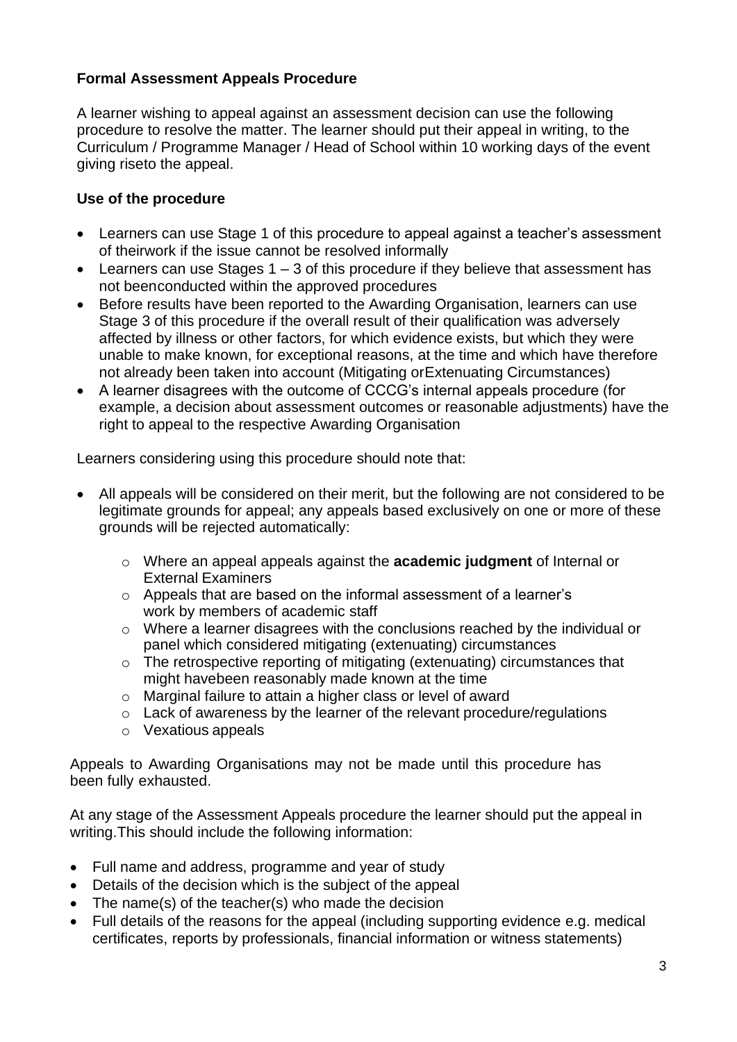**Formal Assessment Appeals Procedure**

A learner wishing to appeal against an assessment decision can use the following procedure to resolve the matter. The learner should put their appeal in writing, to the Curriculum / Programme Manager / Head of School within 10 working days of the event giving riseto the appeal.

**Use of the procedure**

- Learners can use Stage 1 of this procedure to appeal against a teacher's assessment of theirwork if the issue cannot be resolved informally
- Learners can use Stages 1 – 3 of this procedure if they believe that assessment has not beenconducted within the approved procedures
- Before results have been reported to the Awarding Organisation, learners can use Stage 3 of this procedure if the overall result of their qualification was adversely affected by illness or other factors, for which evidence exists, but which they were unable to make known, for exceptional reasons, at the time and which have therefore not already been taken into account (Mitigating orExtenuating Circumstances)
- A learner disagrees with the outcome of CCCG's internal appeals procedure (for example, a decision about assessment outcomes or reasonable adjustments) have the right to appeal to the respective Awarding Organisation

Learners considering using this procedure should note that:

- All appeals will be considered on their merit, but the following are not considered to be legitimate grounds for appeal; any appeals based exclusively on one or more of these grounds will be rejected automatically:
  - Where an appeal appeals against the **academic judgment** of Internal or External Examiners
  - Appeals that are based on the informal assessment of a learner's work by members of academic staff
  - Where a learner disagrees with the conclusions reached by the individual or panel which considered mitigating (extenuating) circumstances
  - The retrospective reporting of mitigating (extenuating) circumstances that might havebeen reasonably made known at the time
  - Marginal failure to attain a higher class or level of award
  - Lack of awareness by the learner of the relevant procedure/regulations
  - Vexatious appeals

Appeals to Awarding Organisations may not be made until this procedure has been fully exhausted.

At any stage of the Assessment Appeals procedure the learner should put the appeal in writing.This should include the following information:

- Full name and address, programme and year of study
- Details of the decision which is the subject of the appeal
- The name(s) of the teacher(s) who made the decision
- Full details of the reasons for the appeal (including supporting evidence e.g. medical certificates, reports by professionals, financial information or witness statements)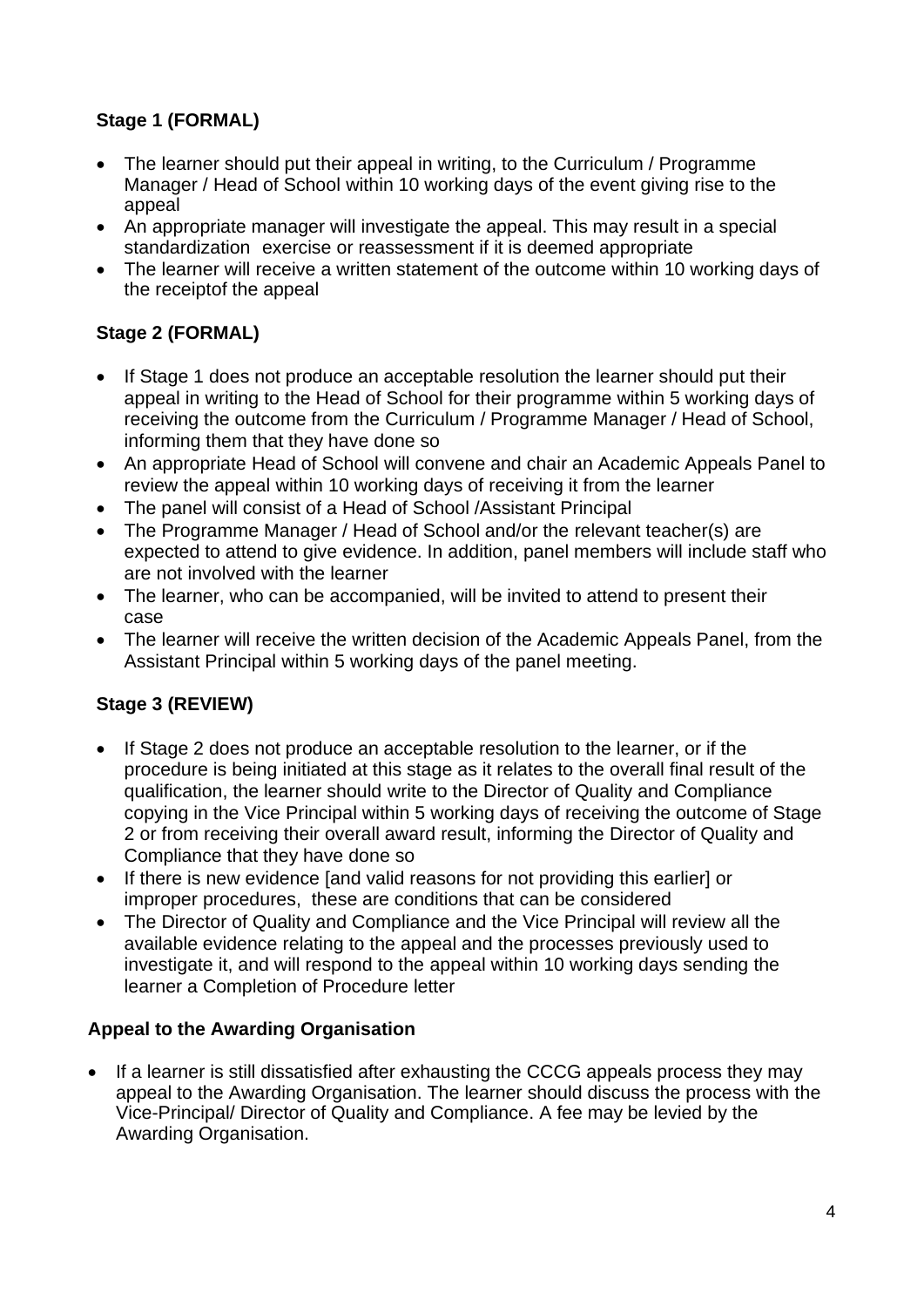### Stage 1 (FORMAL)

- The learner should put their appeal in writing, to the Curriculum / Programme Manager / Head of School within 10 working days of the event giving rise to the appeal
- An appropriate manager will investigate the appeal. This may result in a special standardization exercise or reassessment if it is deemed appropriate
- The learner will receive a written statement of the outcome within 10 working days of the receiptof the appeal

### Stage 2 (FORMAL)

- If Stage 1 does not produce an acceptable resolution the learner should put their appeal in writing to the Head of School for their programme within 5 working days of receiving the outcome from the Curriculum / Programme Manager / Head of School, informing them that they have done so
- An appropriate Head of School will convene and chair an Academic Appeals Panel to review the appeal within 10 working days of receiving it from the learner
- The panel will consist of a Head of School /Assistant Principal
- The Programme Manager / Head of School and/or the relevant teacher(s) are expected to attend to give evidence. In addition, panel members will include staff who are not involved with the learner
- The learner, who can be accompanied, will be invited to attend to present their case
- The learner will receive the written decision of the Academic Appeals Panel, from the Assistant Principal within 5 working days of the panel meeting.

### Stage 3 (REVIEW)

- If Stage 2 does not produce an acceptable resolution to the learner, or if the procedure is being initiated at this stage as it relates to the overall final result of the qualification, the learner should write to the Director of Quality and Compliance copying in the Vice Principal within 5 working days of receiving the outcome of Stage 2 or from receiving their overall award result, informing the Director of Quality and Compliance that they have done so
- If there is new evidence [and valid reasons for not providing this earlier] or improper procedures, these are conditions that can be considered
- The Director of Quality and Compliance and the Vice Principal will review all the available evidence relating to the appeal and the processes previously used to investigate it, and will respond to the appeal within 10 working days sending the learner a Completion of Procedure letter

### Appeal to the Awarding Organisation

- If a learner is still dissatisfied after exhausting the CCCG appeals process they may appeal to the Awarding Organisation. The learner should discuss the process with the Vice-Principal/ Director of Quality and Compliance. A fee may be levied by the Awarding Organisation.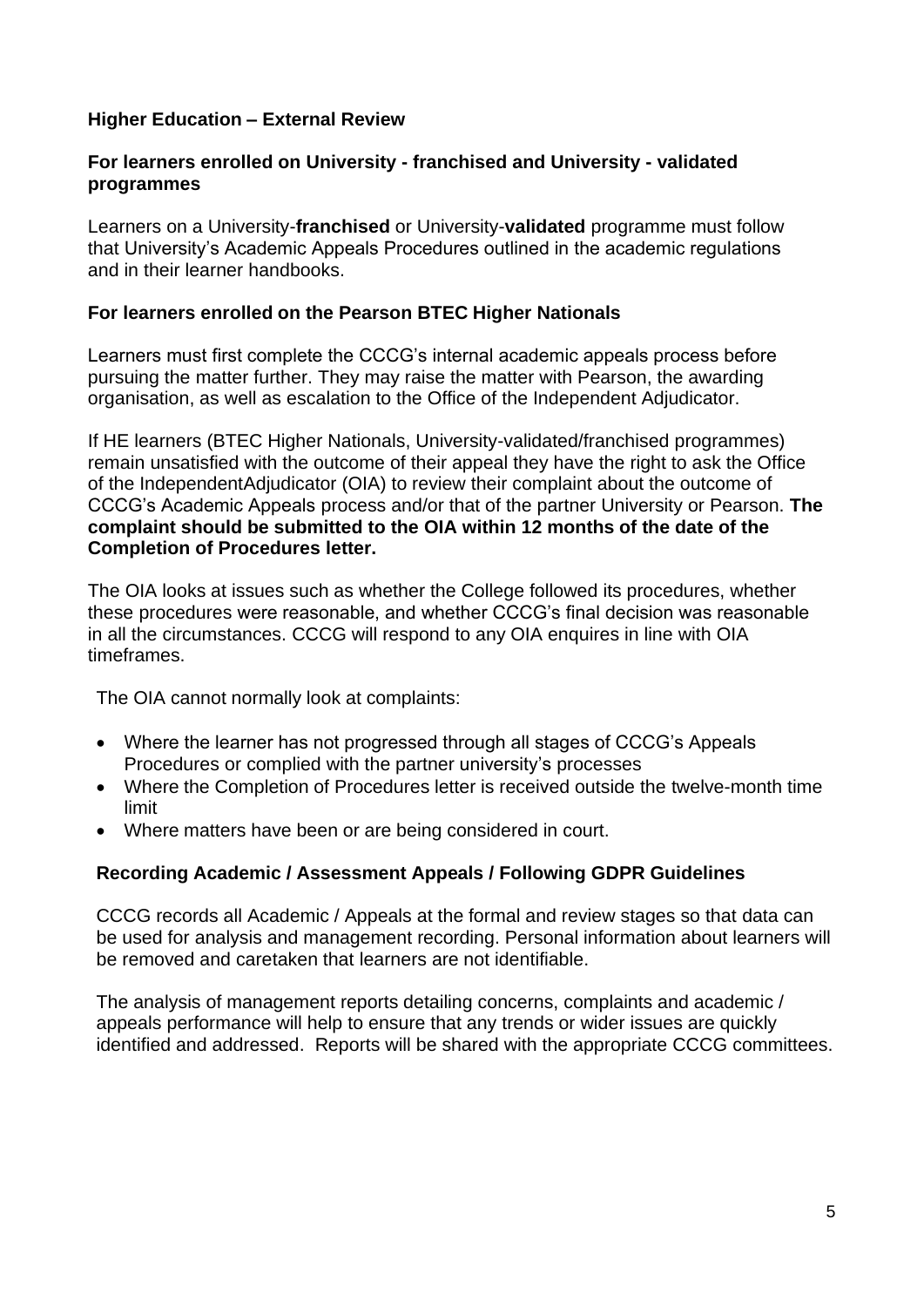### Higher Education – External Review

#### For learners enrolled on University - franchised and University - validated programmes

Learners on a University-**franchised** or University-**validated** programme must follow that University's Academic Appeals Procedures outlined in the academic regulations and in their learner handbooks.

#### For learners enrolled on the Pearson BTEC Higher Nationals

Learners must first complete the CCCG's internal academic appeals process before pursuing the matter further. They may raise the matter with Pearson, the awarding organisation, as well as escalation to the Office of the Independent Adjudicator.

If HE learners (BTEC Higher Nationals, University-validated/franchised programmes) remain unsatisfied with the outcome of their appeal they have the right to ask the Office of the IndependentAdjudicator (OIA) to review their complaint about the outcome of CCCG's Academic Appeals process and/or that of the partner University or Pearson. **The complaint should be submitted to the OIA within 12 months of the date of the Completion of Procedures letter.**

The OIA looks at issues such as whether the College followed its procedures, whether these procedures were reasonable, and whether CCCG's final decision was reasonable in all the circumstances. CCCG will respond to any OIA enquires in line with OIA timeframes.

The OIA cannot normally look at complaints:

- Where the learner has not progressed through all stages of CCCG's Appeals Procedures or complied with the partner university's processes
- Where the Completion of Procedures letter is received outside the twelve-month time limit
- Where matters have been or are being considered in court.

#### Recording Academic / Assessment Appeals / Following GDPR Guidelines

CCCG records all Academic / Appeals at the formal and review stages so that data can be used for analysis and management recording. Personal information about learners will be removed and caretaken that learners are not identifiable.

The analysis of management reports detailing concerns, complaints and academic / appeals performance will help to ensure that any trends or wider issues are quickly identified and addressed. Reports will be shared with the appropriate CCCG committees.